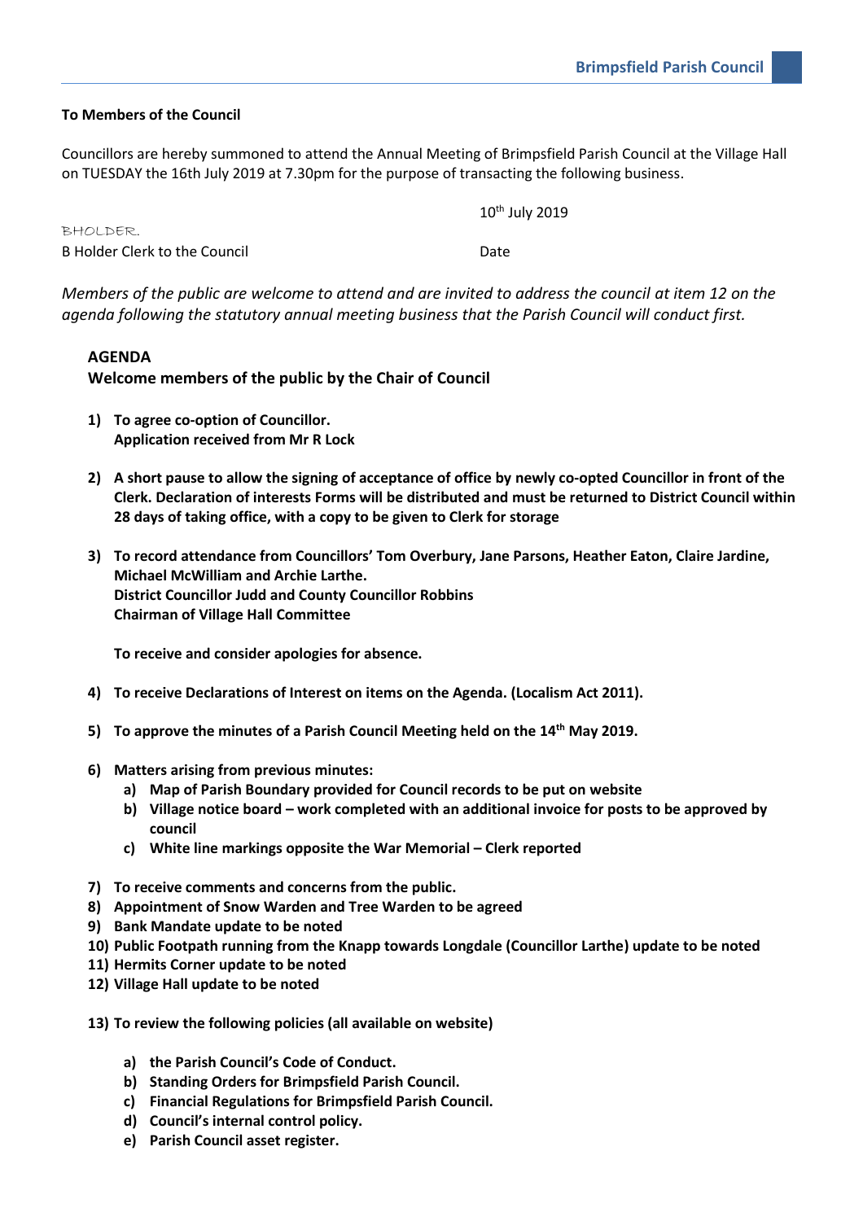**To Members of the Council**

Councillors are hereby summoned to attend the Annual Meeting of Brimpsfield Parish Council at the Village Hall on TUESDAY the 16th July 2019 at 7.30pm for the purpose of transacting the following business.

BHOLDER. 10th July 2019

B Holder Clerk to the Council Date

*Members of the public are welcome to attend and are invited to address the council at item 12 on the agenda following the statutory annual meeting business that the Parish Council will conduct first.*

**AGENDA**

**Welcome members of the public by the Chair of Council**

1) **To agree co-option of Councillor.**
   **Application received from Mr R Lock**

2) **A short pause to allow the signing of acceptance of office by newly co-opted Councillor in front of the Clerk. Declaration of interests Forms will be distributed and must be returned to District Council within 28 days of taking office, with a copy to be given to Clerk for storage**

3) **To record attendance from Councillors' Tom Overbury, Jane Parsons, Heather Eaton, Claire Jardine, Michael McWilliam and Archie Larthe.**
   **District Councillor Judd and County Councillor Robbins**
   **Chairman of Village Hall Committee**

   **To receive and consider apologies for absence.**

4) **To receive Declarations of Interest on items on the Agenda. (Localism Act 2011).**

5) **To approve the minutes of a Parish Council Meeting held on the 14th May 2019.**

6) **Matters arising from previous minutes:**
   a) **Map of Parish Boundary provided for Council records to be put on website**
   b) **Village notice board – work completed with an additional invoice for posts to be approved by council**
   c) **White line markings opposite the War Memorial – Clerk reported**

7) **To receive comments and concerns from the public.**
8) **Appointment of Snow Warden and Tree Warden to be agreed**
9) **Bank Mandate update to be noted**
10) **Public Footpath running from the Knapp towards Longdale (Councillor Larthe) update to be noted**
11) **Hermits Corner update to be noted**
12) **Village Hall update to be noted**

13) **To review the following policies (all available on website)**

    a) **the Parish Council's Code of Conduct.**
    b) **Standing Orders for Brimpsfield Parish Council.**
    c) **Financial Regulations for Brimpsfield Parish Council.**
    d) **Council's internal control policy.**
    e) **Parish Council asset register.**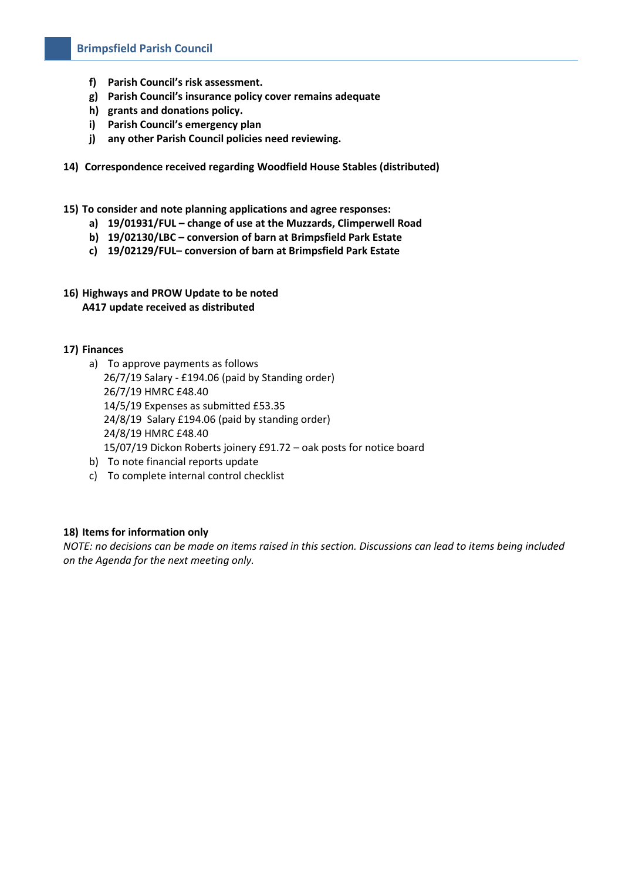- **f) Parish Council's risk assessment.**
- **g) Parish Council's insurance policy cover remains adequate**
- **h) grants and donations policy.**
- **i) Parish Council's emergency plan**
- **j) any other Parish Council policies need reviewing.**

**14) Correspondence received regarding Woodfield House Stables (distributed)**

**15) To consider and note planning applications and agree responses:**

- **a) 19/01931/FUL – change of use at the Muzzards, Climperwell Road**
- **b) 19/02130/LBC – conversion of barn at Brimpsfield Park Estate**
- **c) 19/02129/FUL– conversion of barn at Brimpsfield Park Estate**

**16) Highways and PROW Update to be noted**
**A417 update received as distributed**

**17) Finances**

- a) To approve payments as follows
  26/7/19 Salary - £194.06 (paid by Standing order)
  26/7/19 HMRC £48.40
  14/5/19 Expenses as submitted £53.35
  24/8/19 Salary £194.06 (paid by standing order)
  24/8/19 HMRC £48.40
  15/07/19 Dickon Roberts joinery £91.72 – oak posts for notice board
- b) To note financial reports update
- c) To complete internal control checklist

**18) Items for information only**

*NOTE: no decisions can be made on items raised in this section. Discussions can lead to items being included on the Agenda for the next meeting only.*